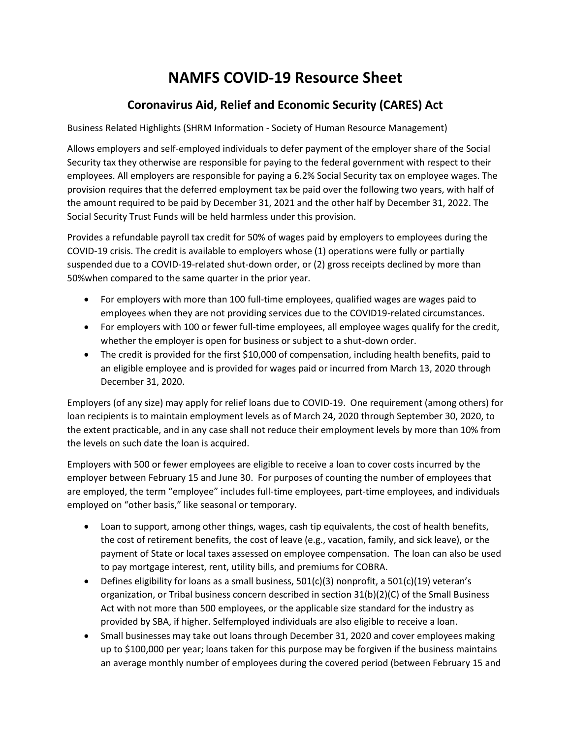# NAMFS COVID-19 Resource Sheet

## Coronavirus Aid, Relief and Economic Security (CARES) Act

Business Related Highlights (SHRM Information - Society of Human Resource Management)

Allows employers and self-employed individuals to defer payment of the employer share of the Social Security tax they otherwise are responsible for paying to the federal government with respect to their employees. All employers are responsible for paying a 6.2% Social Security tax on employee wages. The provision requires that the deferred employment tax be paid over the following two years, with half of the amount required to be paid by December 31, 2021 and the other half by December 31, 2022. The Social Security Trust Funds will be held harmless under this provision.

Provides a refundable payroll tax credit for 50% of wages paid by employers to employees during the COVID-19 crisis. The credit is available to employers whose (1) operations were fully or partially suspended due to a COVID-19-related shut-down order, or (2) gross receipts declined by more than 50%when compared to the same quarter in the prior year.

- For employers with more than 100 full-time employees, qualified wages are wages paid to employees when they are not providing services due to the COVID19-related circumstances.
- For employers with 100 or fewer full-time employees, all employee wages qualify for the credit, whether the employer is open for business or subject to a shut-down order.
- The credit is provided for the first $10,000 of compensation, including health benefits, paid to an eligible employee and is provided for wages paid or incurred from March 13, 2020 through December 31, 2020.

Employers (of any size) may apply for relief loans due to COVID-19. One requirement (among others) for loan recipients is to maintain employment levels as of March 24, 2020 through September 30, 2020, to the extent practicable, and in any case shall not reduce their employment levels by more than 10% from the levels on such date the loan is acquired.

Employers with 500 or fewer employees are eligible to receive a loan to cover costs incurred by the employer between February 15 and June 30. For purposes of counting the number of employees that are employed, the term "employee" includes full-time employees, part-time employees, and individuals employed on "other basis," like seasonal or temporary.

- Loan to support, among other things, wages, cash tip equivalents, the cost of health benefits, the cost of retirement benefits, the cost of leave (e.g., vacation, family, and sick leave), or the payment of State or local taxes assessed on employee compensation. The loan can also be used to pay mortgage interest, rent, utility bills, and premiums for COBRA.
- Defines eligibility for loans as a small business, 501(c)(3) nonprofit, a 501(c)(19) veteran's organization, or Tribal business concern described in section 31(b)(2)(C) of the Small Business Act with not more than 500 employees, or the applicable size standard for the industry as provided by SBA, if higher. Selfemployed individuals are also eligible to receive a loan.
- Small businesses may take out loans through December 31, 2020 and cover employees making up to $100,000 per year; loans taken for this purpose may be forgiven if the business maintains an average monthly number of employees during the covered period (between February 15 and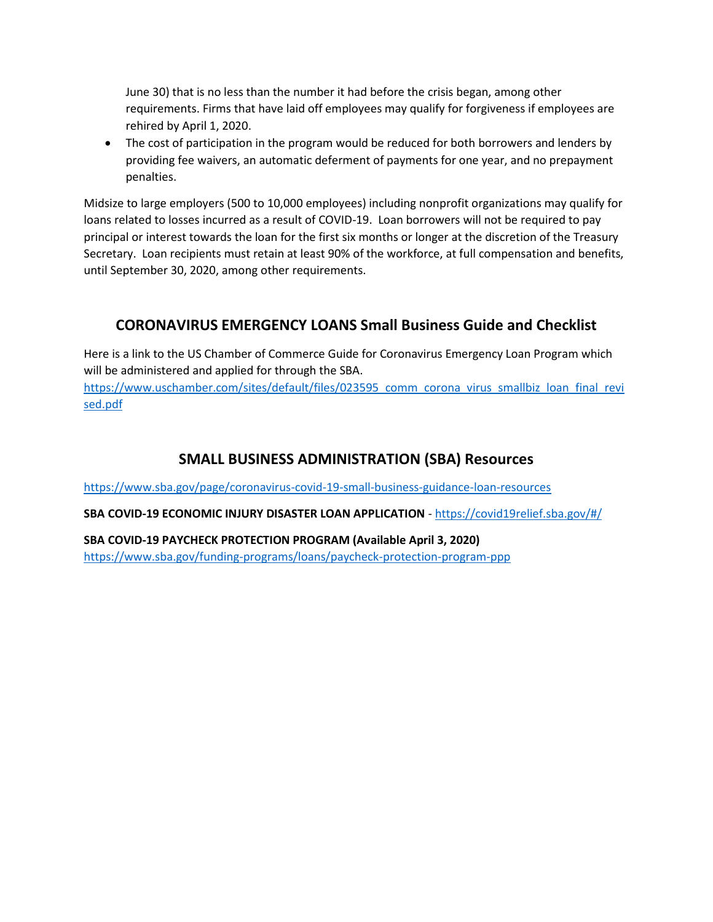June 30) that is no less than the number it had before the crisis began, among other requirements. Firms that have laid off employees may qualify for forgiveness if employees are rehired by April 1, 2020.

- The cost of participation in the program would be reduced for both borrowers and lenders by providing fee waivers, an automatic deferment of payments for one year, and no prepayment penalties.

Midsize to large employers (500 to 10,000 employees) including nonprofit organizations may qualify for loans related to losses incurred as a result of COVID-19. Loan borrowers will not be required to pay principal or interest towards the loan for the first six months or longer at the discretion of the Treasury Secretary. Loan recipients must retain at least 90% of the workforce, at full compensation and benefits, until September 30, 2020, among other requirements.

## CORONAVIRUS EMERGENCY LOANS Small Business Guide and Checklist

Here is a link to the US Chamber of Commerce Guide for Coronavirus Emergency Loan Program which will be administered and applied for through the SBA.
https://www.uschamber.com/sites/default/files/023595_comm_corona_virus_smallbiz_loan_final_revised.pdf

## SMALL BUSINESS ADMINISTRATION (SBA) Resources

https://www.sba.gov/page/coronavirus-covid-19-small-business-guidance-loan-resources

**SBA COVID-19 ECONOMIC INJURY DISASTER LOAN APPLICATION** - https://covid19relief.sba.gov/#/

**SBA COVID-19 PAYCHECK PROTECTION PROGRAM (Available April 3, 2020)**
https://www.sba.gov/funding-programs/loans/paycheck-protection-program-ppp